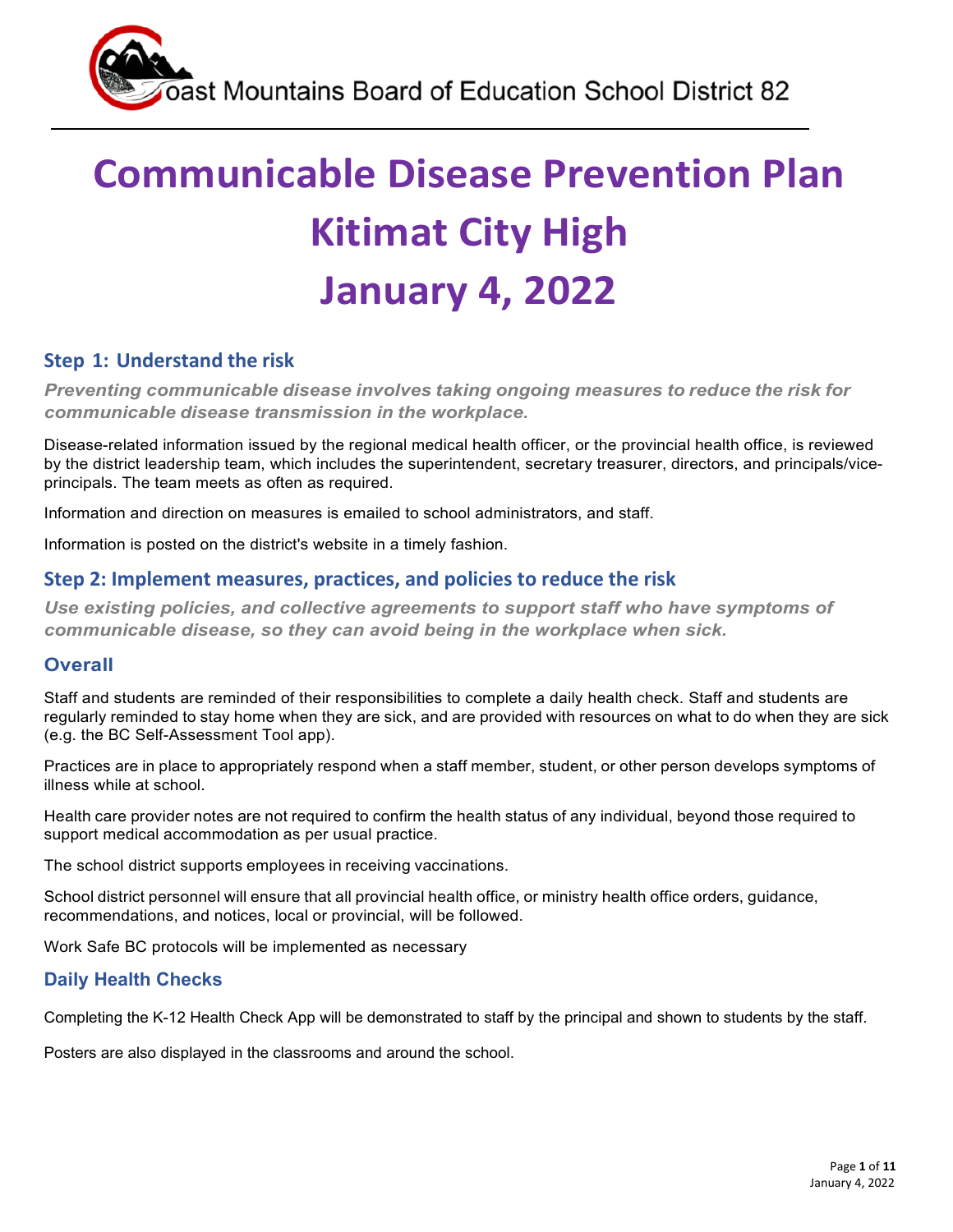Coast Mountains Board of Education School District 82

# Communicable Disease Prevention Plan
# Kitimat City High
# January 4, 2022

## Step 1: Understand the risk

***Preventing communicable disease involves taking ongoing measures to reduce the risk for communicable disease transmission in the workplace.***

Disease-related information issued by the regional medical health officer, or the provincial health office, is reviewed by the district leadership team, which includes the superintendent, secretary treasurer, directors, and principals/vice-principals. The team meets as often as required.

Information and direction on measures is emailed to school administrators, and staff.

Information is posted on the district's website in a timely fashion.

## Step 2: Implement measures, practices, and policies to reduce the risk

***Use existing policies, and collective agreements to support staff who have symptoms of communicable disease, so they can avoid being in the workplace when sick.***

### Overall

Staff and students are reminded of their responsibilities to complete a daily health check. Staff and students are regularly reminded to stay home when they are sick, and are provided with resources on what to do when they are sick (e.g. the BC Self-Assessment Tool app).

Practices are in place to appropriately respond when a staff member, student, or other person develops symptoms of illness while at school.

Health care provider notes are not required to confirm the health status of any individual, beyond those required to support medical accommodation as per usual practice.

The school district supports employees in receiving vaccinations.

School district personnel will ensure that all provincial health office, or ministry health office orders, guidance, recommendations, and notices, local or provincial, will be followed.

Work Safe BC protocols will be implemented as necessary

### Daily Health Checks

Completing the K-12 Health Check App will be demonstrated to staff by the principal and shown to students by the staff.

Posters are also displayed in the classrooms and around the school.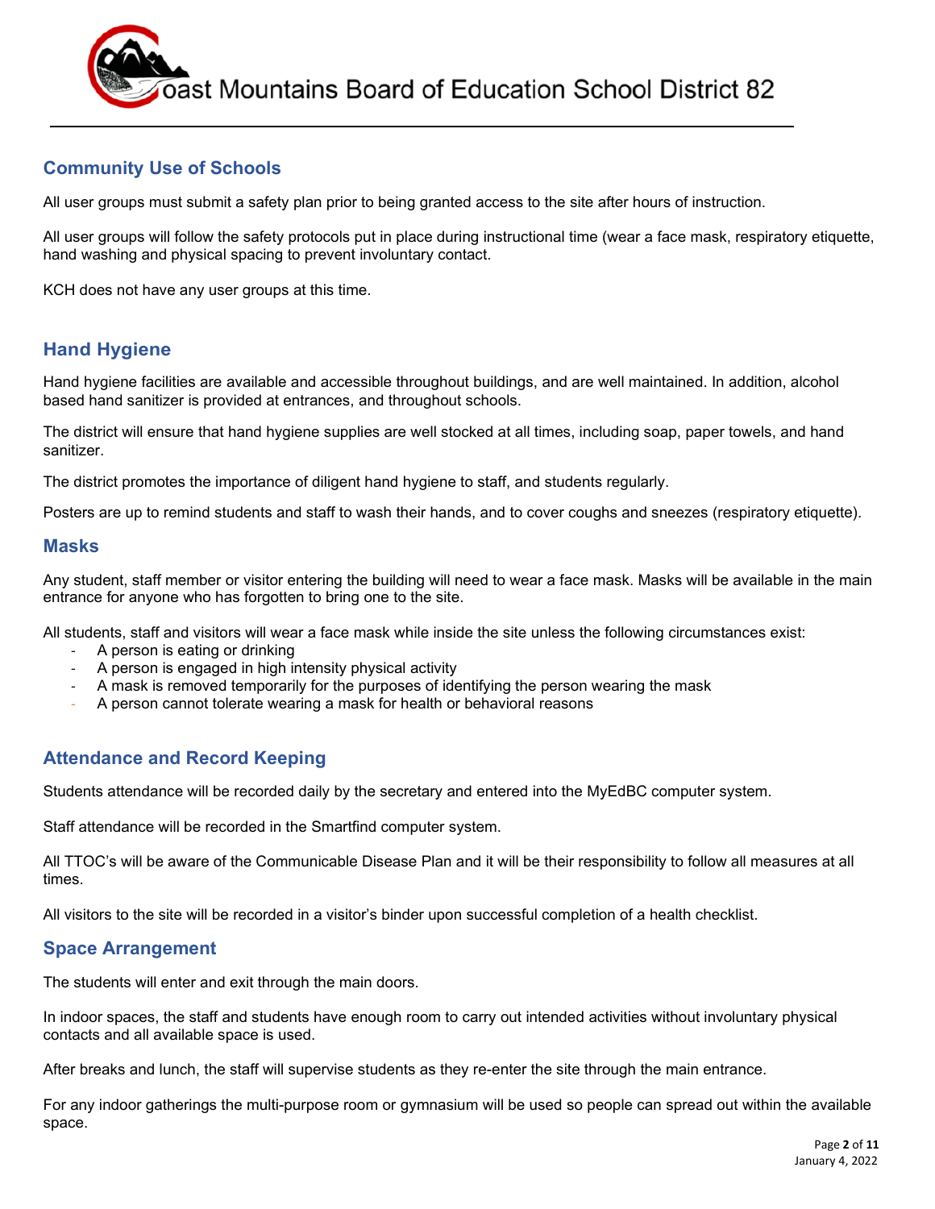## Community Use of Schools

All user groups must submit a safety plan prior to being granted access to the site after hours of instruction.

All user groups will follow the safety protocols put in place during instructional time (wear a face mask, respiratory etiquette, hand washing and physical spacing to prevent involuntary contact.

KCH does not have any user groups at this time.

## Hand Hygiene

Hand hygiene facilities are available and accessible throughout buildings, and are well maintained. In addition, alcohol based hand sanitizer is provided at entrances, and throughout schools.

The district will ensure that hand hygiene supplies are well stocked at all times, including soap, paper towels, and hand sanitizer.

The district promotes the importance of diligent hand hygiene to staff, and students regularly.

Posters are up to remind students and staff to wash their hands, and to cover coughs and sneezes (respiratory etiquette).

## Masks

Any student, staff member or visitor entering the building will need to wear a face mask. Masks will be available in the main entrance for anyone who has forgotten to bring one to the site.

All students, staff and visitors will wear a face mask while inside the site unless the following circumstances exist:

- A person is eating or drinking
- A person is engaged in high intensity physical activity
- A mask is removed temporarily for the purposes of identifying the person wearing the mask
- A person cannot tolerate wearing a mask for health or behavioral reasons

## Attendance and Record Keeping

Students attendance will be recorded daily by the secretary and entered into the MyEdBC computer system.

Staff attendance will be recorded in the Smartfind computer system.

All TTOC's will be aware of the Communicable Disease Plan and it will be their responsibility to follow all measures at all times.

All visitors to the site will be recorded in a visitor's binder upon successful completion of a health checklist.

## Space Arrangement

The students will enter and exit through the main doors.

In indoor spaces, the staff and students have enough room to carry out intended activities without involuntary physical contacts and all available space is used.

After breaks and lunch, the staff will supervise students as they re-enter the site through the main entrance.

For any indoor gatherings the multi-purpose room or gymnasium will be used so people can spread out within the available space.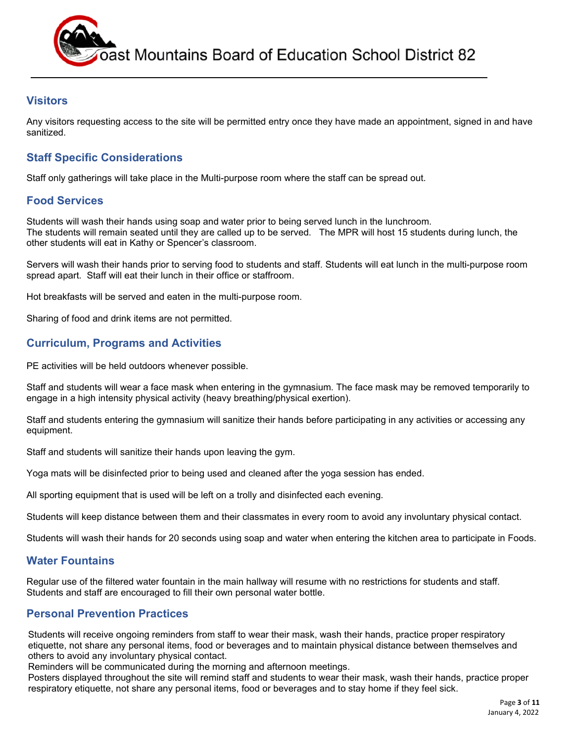## Visitors

Any visitors requesting access to the site will be permitted entry once they have made an appointment, signed in and have sanitized.

## Staff Specific Considerations

Staff only gatherings will take place in the Multi-purpose room where the staff can be spread out.

## Food Services

Students will wash their hands using soap and water prior to being served lunch in the lunchroom.
The students will remain seated until they are called up to be served. The MPR will host 15 students during lunch, the other students will eat in Kathy or Spencer's classroom.

Servers will wash their hands prior to serving food to students and staff. Students will eat lunch in the multi-purpose room spread apart. Staff will eat their lunch in their office or staffroom.

Hot breakfasts will be served and eaten in the multi-purpose room.

Sharing of food and drink items are not permitted.

## Curriculum, Programs and Activities

PE activities will be held outdoors whenever possible.

Staff and students will wear a face mask when entering in the gymnasium. The face mask may be removed temporarily to engage in a high intensity physical activity (heavy breathing/physical exertion).

Staff and students entering the gymnasium will sanitize their hands before participating in any activities or accessing any equipment.

Staff and students will sanitize their hands upon leaving the gym.

Yoga mats will be disinfected prior to being used and cleaned after the yoga session has ended.

All sporting equipment that is used will be left on a trolly and disinfected each evening.

Students will keep distance between them and their classmates in every room to avoid any involuntary physical contact.

Students will wash their hands for 20 seconds using soap and water when entering the kitchen area to participate in Foods.

## Water Fountains

Regular use of the filtered water fountain in the main hallway will resume with no restrictions for students and staff.
Students and staff are encouraged to fill their own personal water bottle.

## Personal Prevention Practices

Students will receive ongoing reminders from staff to wear their mask, wash their hands, practice proper respiratory etiquette, not share any personal items, food or beverages and to maintain physical distance between themselves and others to avoid any involuntary physical contact.
Reminders will be communicated during the morning and afternoon meetings.
Posters displayed throughout the site will remind staff and students to wear their mask, wash their hands, practice proper respiratory etiquette, not share any personal items, food or beverages and to stay home if they feel sick.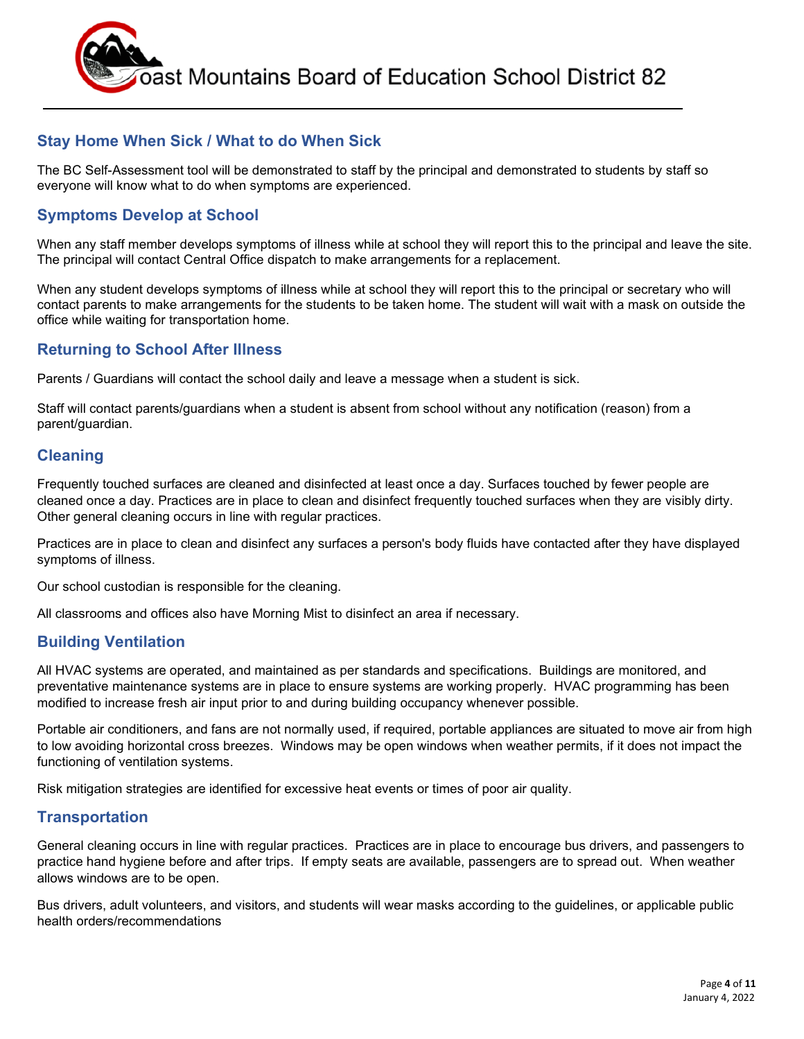## Stay Home When Sick / What to do When Sick

The BC Self-Assessment tool will be demonstrated to staff by the principal and demonstrated to students by staff so everyone will know what to do when symptoms are experienced.

## Symptoms Develop at School

When any staff member develops symptoms of illness while at school they will report this to the principal and leave the site. The principal will contact Central Office dispatch to make arrangements for a replacement.

When any student develops symptoms of illness while at school they will report this to the principal or secretary who will contact parents to make arrangements for the students to be taken home. The student will wait with a mask on outside the office while waiting for transportation home.

## Returning to School After Illness

Parents / Guardians will contact the school daily and leave a message when a student is sick.

Staff will contact parents/guardians when a student is absent from school without any notification (reason) from a parent/guardian.

## Cleaning

Frequently touched surfaces are cleaned and disinfected at least once a day. Surfaces touched by fewer people are cleaned once a day. Practices are in place to clean and disinfect frequently touched surfaces when they are visibly dirty. Other general cleaning occurs in line with regular practices.

Practices are in place to clean and disinfect any surfaces a person's body fluids have contacted after they have displayed symptoms of illness.

Our school custodian is responsible for the cleaning.

All classrooms and offices also have Morning Mist to disinfect an area if necessary.

## Building Ventilation

All HVAC systems are operated, and maintained as per standards and specifications. Buildings are monitored, and preventative maintenance systems are in place to ensure systems are working properly. HVAC programming has been modified to increase fresh air input prior to and during building occupancy whenever possible.

Portable air conditioners, and fans are not normally used, if required, portable appliances are situated to move air from high to low avoiding horizontal cross breezes. Windows may be open windows when weather permits, if it does not impact the functioning of ventilation systems.

Risk mitigation strategies are identified for excessive heat events or times of poor air quality.

## Transportation

General cleaning occurs in line with regular practices. Practices are in place to encourage bus drivers, and passengers to practice hand hygiene before and after trips. If empty seats are available, passengers are to spread out. When weather allows windows are to be open.

Bus drivers, adult volunteers, and visitors, and students will wear masks according to the guidelines, or applicable public health orders/recommendations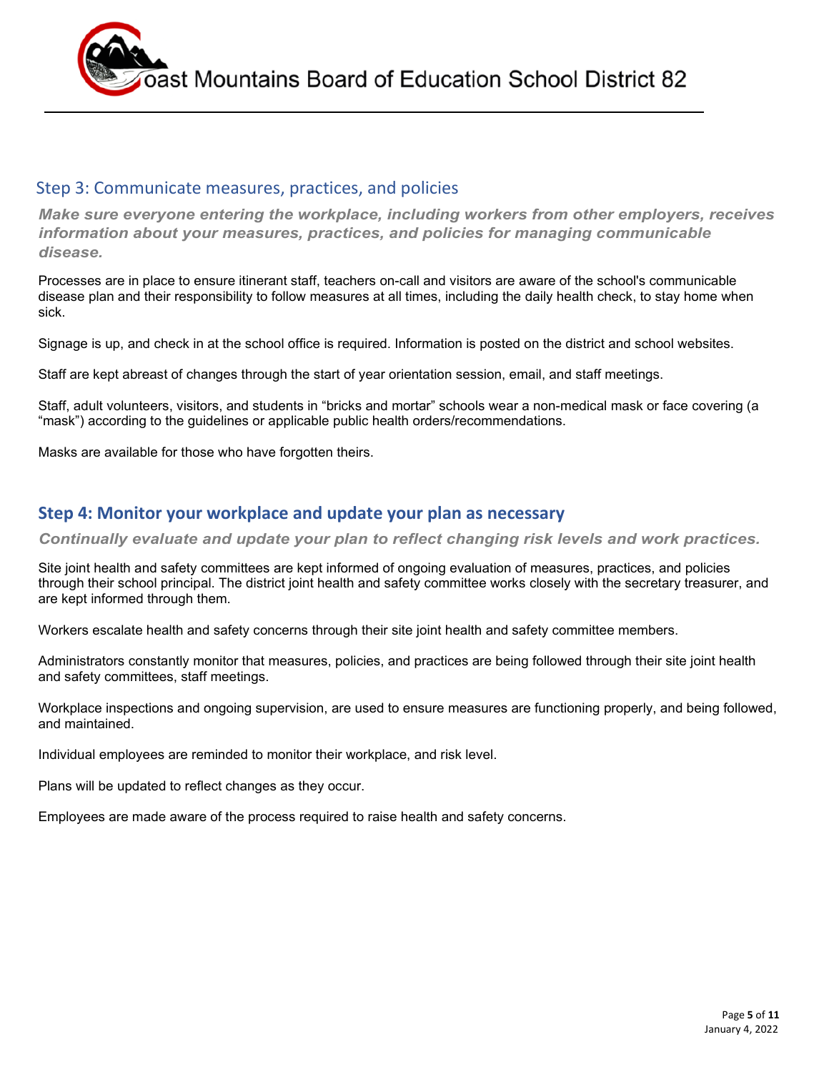## Step 3: Communicate measures, practices, and policies

***Make sure everyone entering the workplace, including workers from other employers, receives information about your measures, practices, and policies for managing communicable disease.***

Processes are in place to ensure itinerant staff, teachers on-call and visitors are aware of the school's communicable disease plan and their responsibility to follow measures at all times, including the daily health check, to stay home when sick.

Signage is up, and check in at the school office is required. Information is posted on the district and school websites.

Staff are kept abreast of changes through the start of year orientation session, email, and staff meetings.

Staff, adult volunteers, visitors, and students in “bricks and mortar” schools wear a non-medical mask or face covering (a “mask”) according to the guidelines or applicable public health orders/recommendations.

Masks are available for those who have forgotten theirs.

## Step 4: Monitor your workplace and update your plan as necessary

***Continually evaluate and update your plan to reflect changing risk levels and work practices.***

Site joint health and safety committees are kept informed of ongoing evaluation of measures, practices, and policies through their school principal. The district joint health and safety committee works closely with the secretary treasurer, and are kept informed through them.

Workers escalate health and safety concerns through their site joint health and safety committee members.

Administrators constantly monitor that measures, policies, and practices are being followed through their site joint health and safety committees, staff meetings.

Workplace inspections and ongoing supervision, are used to ensure measures are functioning properly, and being followed, and maintained.

Individual employees are reminded to monitor their workplace, and risk level.

Plans will be updated to reflect changes as they occur.

Employees are made aware of the process required to raise health and safety concerns.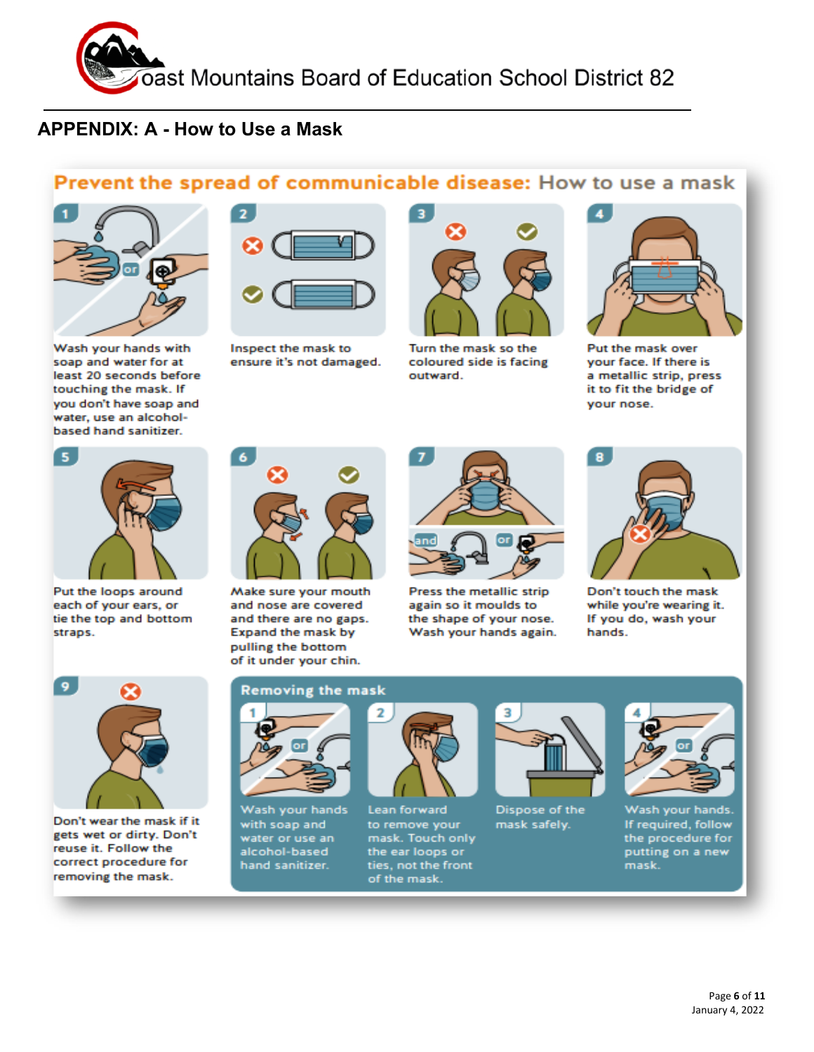## APPENDIX: A - How to Use a Mask

### Prevent the spread of communicable disease: How to use a mask

1. Wash your hands with soap and water for at least 20 seconds before touching the mask. If you don't have soap and water, use an alcohol-based hand sanitizer.
2. Inspect the mask to ensure it's not damaged.
3. Turn the mask so the coloured side is facing outward.
4. Put the mask over your face. If there is a metallic strip, press it to fit the bridge of your nose.
5. Put the loops around each of your ears, or tie the top and bottom straps.
6. Make sure your mouth and nose are covered and there are no gaps. Expand the mask by pulling the bottom of it under your chin.
7. Press the metallic strip again so it moulds to the shape of your nose. Wash your hands again.
8. Don't touch the mask while you're wearing it. If you do, wash your hands.
9. Don't wear the mask if it gets wet or dirty. Don't reuse it. Follow the correct procedure for removing the mask.

#### Removing the mask

1. Wash your hands with soap and water or use an alcohol-based hand sanitizer.
2. Lean forward to remove your mask. Touch only the ear loops or ties, not the front of the mask.
3. Dispose of the mask safely.
4. Wash your hands. If required, follow the procedure for putting on a new mask.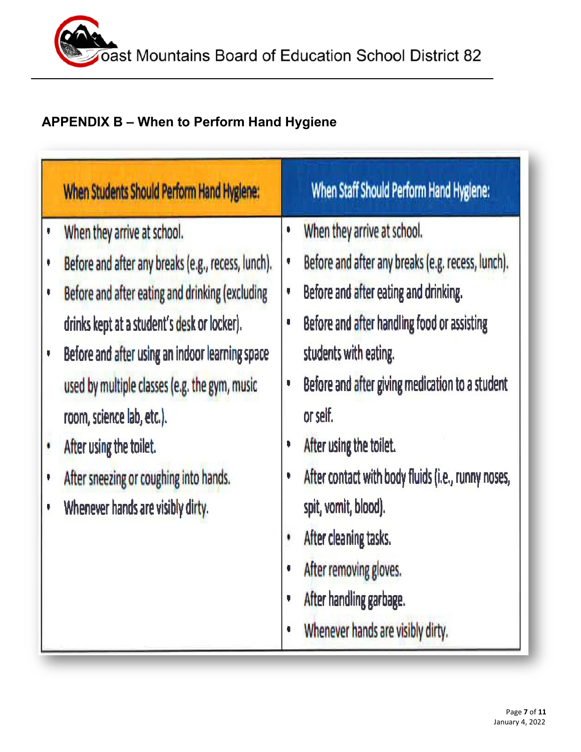## APPENDIX B – When to Perform Hand Hygiene

| When Students Should Perform Hand Hygiene: | When Staff Should Perform Hand Hygiene: |
|---|---|
| • When they arrive at school.<br>• Before and after any breaks (e.g., recess, lunch).<br>• Before and after eating and drinking (excluding drinks kept at a student's desk or locker).<br>• Before and after using an indoor learning space used by multiple classes (e.g. the gym, music room, science lab, etc.).<br>• After using the toilet.<br>• After sneezing or coughing into hands.<br>• Whenever hands are visibly dirty. | • When they arrive at school.<br>• Before and after any breaks (e.g. recess, lunch).<br>• Before and after eating and drinking.<br>• Before and after handling food or assisting students with eating.<br>• Before and after giving medication to a student or self.<br>• After using the toilet.<br>• After contact with body fluids (i.e., runny noses, spit, vomit, blood).<br>• After cleaning tasks.<br>• After removing gloves.<br>• After handling garbage.<br>• Whenever hands are visibly dirty. |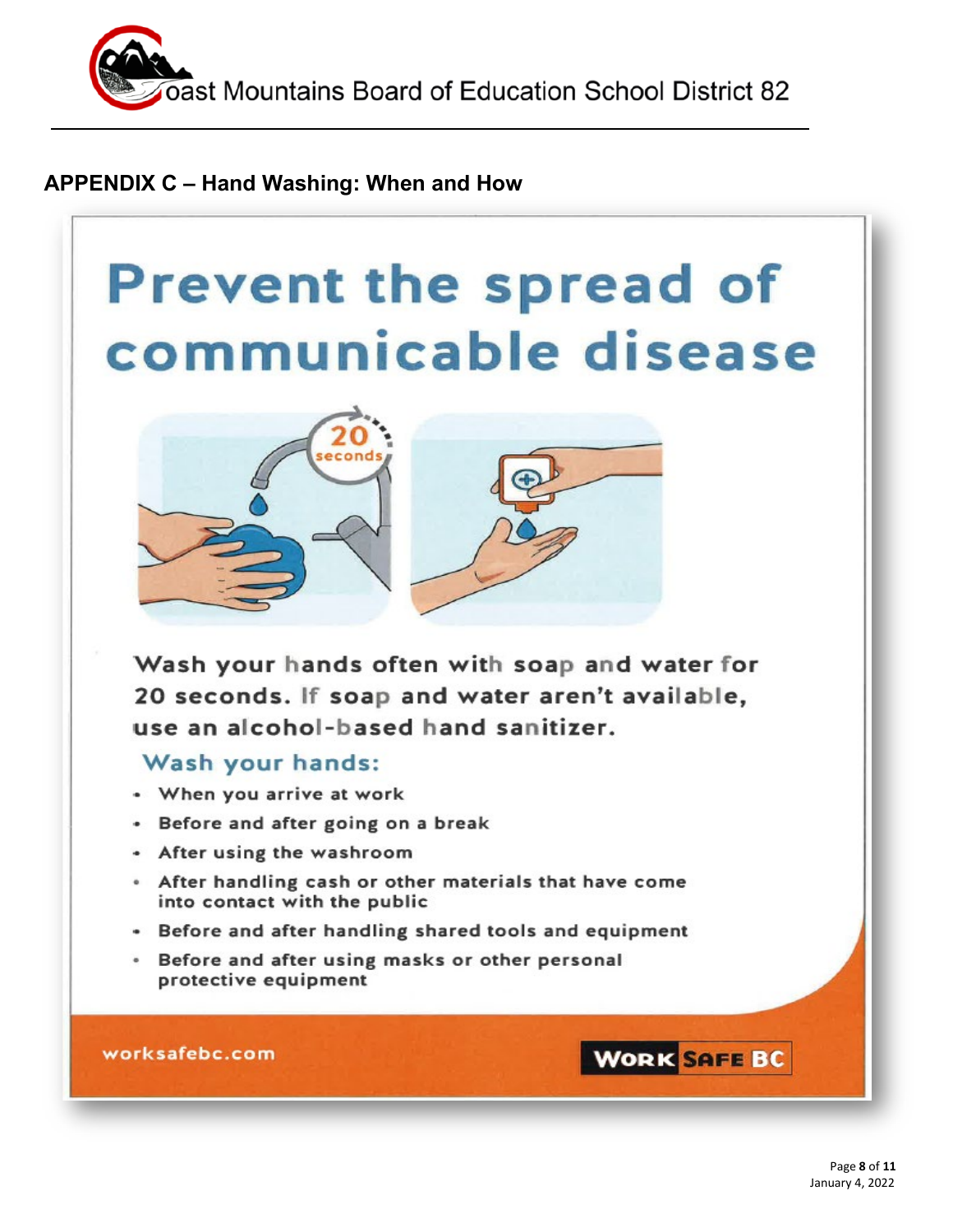## APPENDIX C – Hand Washing: When and How

# Prevent the spread of communicable disease

Wash your hands often with soap and water for 20 seconds. If soap and water aren't available, use an alcohol-based hand sanitizer.

### Wash your hands:

- When you arrive at work
- Before and after going on a break
- After using the washroom
- After handling cash or other materials that have come into contact with the public
- Before and after handling shared tools and equipment
- Before and after using masks or other personal protective equipment

worksafebc.com

WORK SAFE BC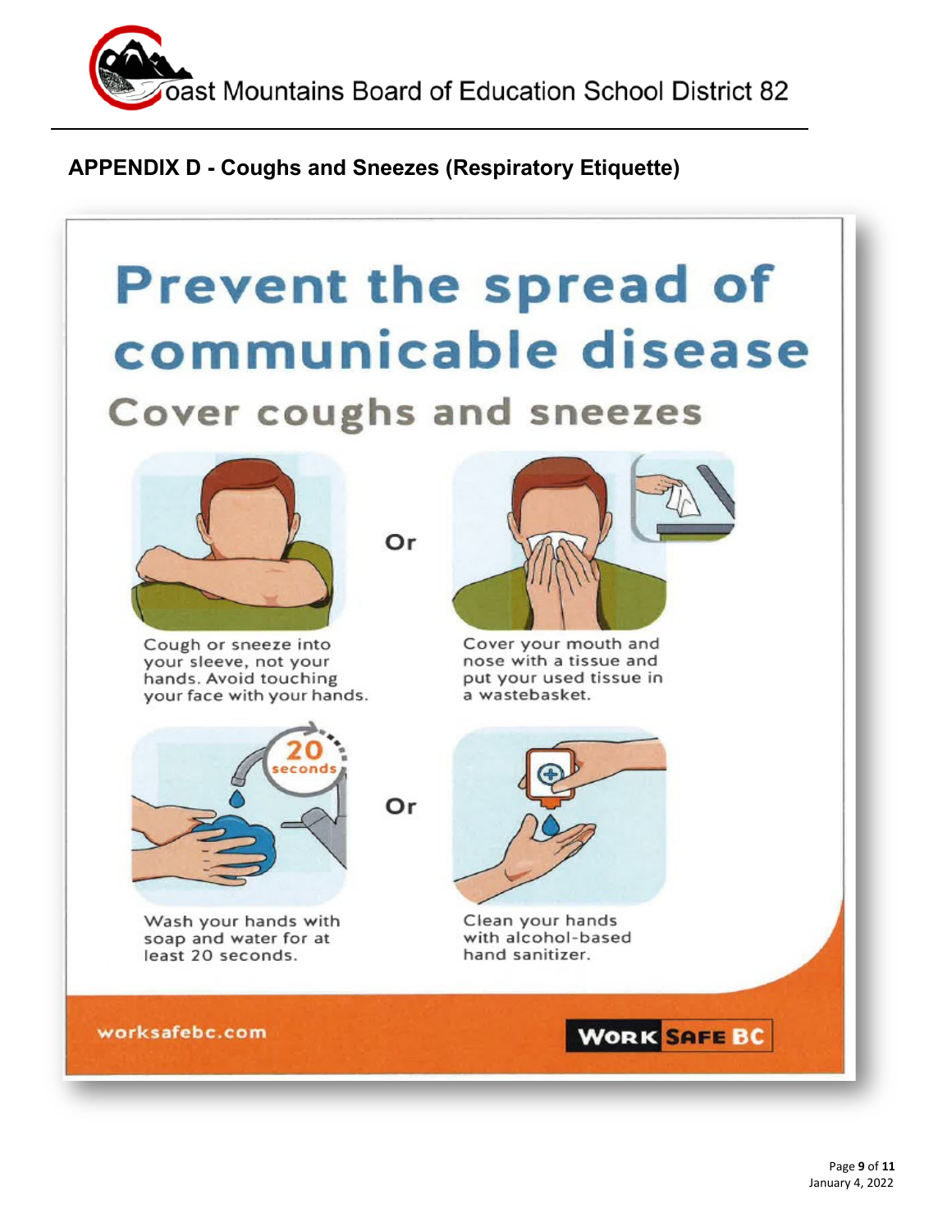## APPENDIX D - Coughs and Sneezes (Respiratory Etiquette)

# Prevent the spread of communicable disease

## Cover coughs and sneezes

Cough or sneeze into your sleeve, not your hands. Avoid touching your face with your hands.

Or

Cover your mouth and nose with a tissue and put your used tissue in a wastebasket.

Wash your hands with soap and water for at least 20 seconds.

Or

Clean your hands with alcohol-based hand sanitizer.

worksafebc.com

WORK SAFE BC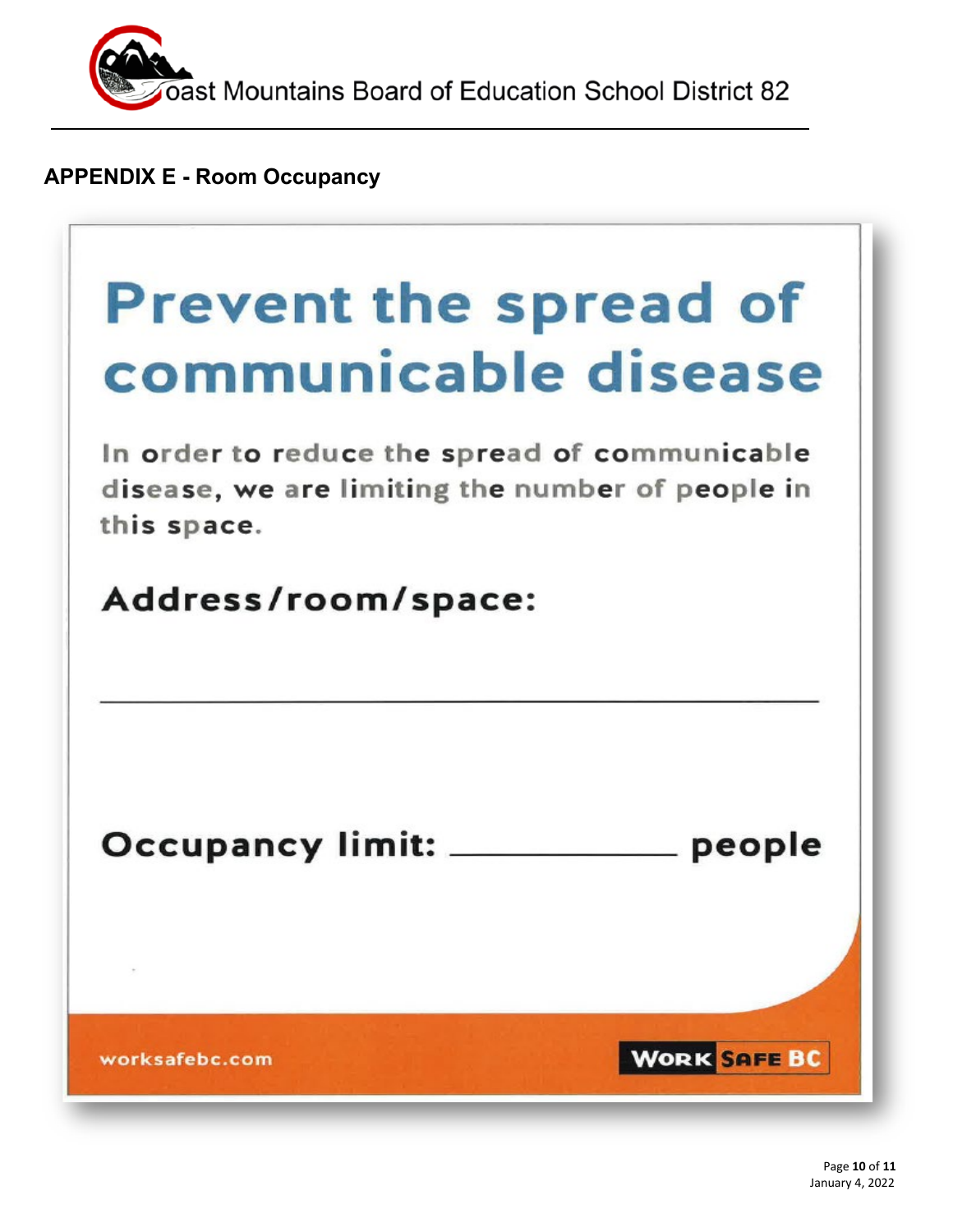## APPENDIX E - Room Occupancy

# Prevent the spread of communicable disease

In order to reduce the spread of communicable disease, we are limiting the number of people in this space.

**Address/room/space:**

\_\_\_\_\_\_\_\_\_\_\_\_\_\_\_\_\_\_\_\_\_\_\_\_\_\_\_\_\_\_\_\_\_\_\_\_\_\_\_\_

**Occupancy limit: \_\_\_\_\_\_\_\_\_\_\_\_ people**

worksafebc.com

WORK SAFE BC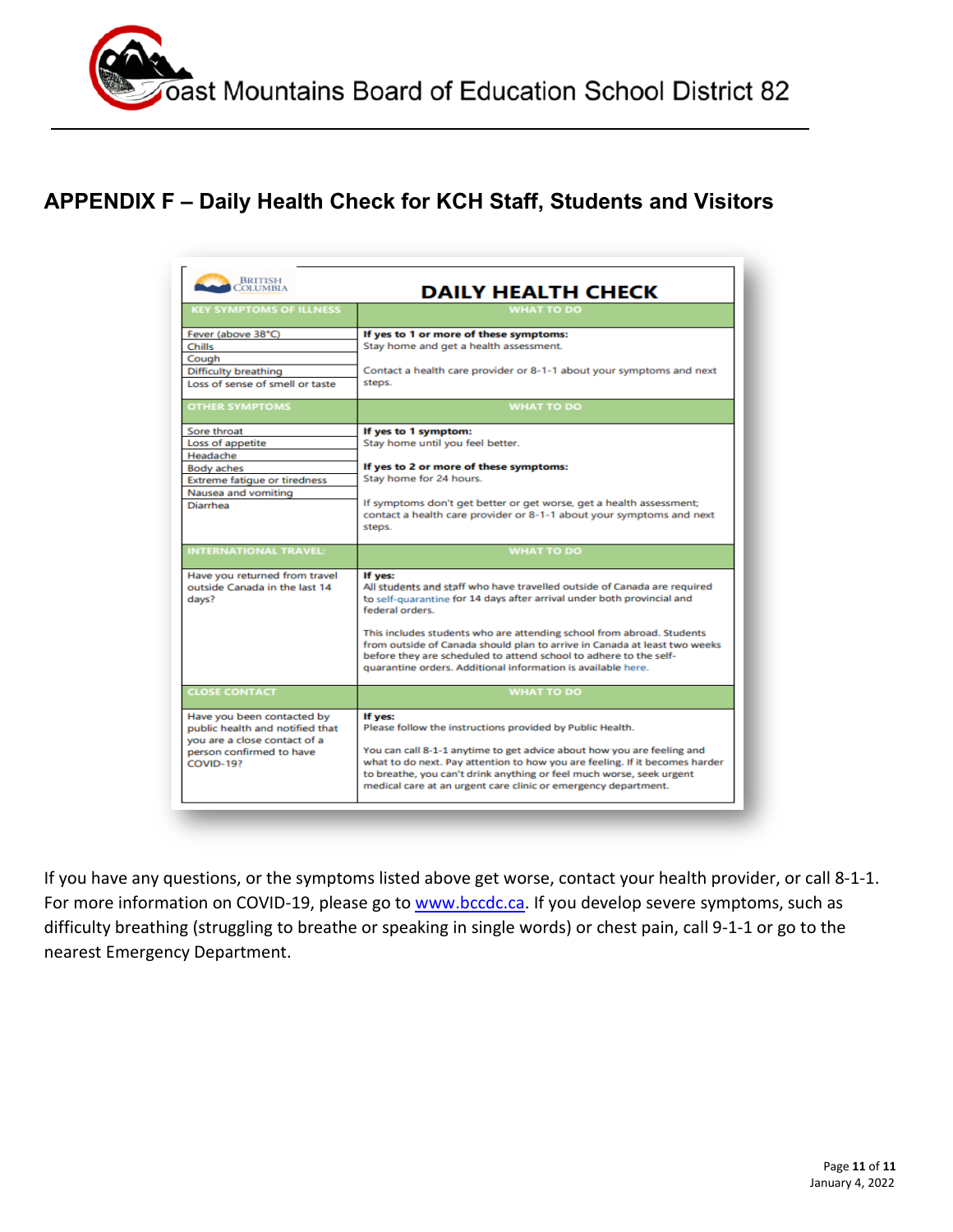## APPENDIX F – Daily Health Check for KCH Staff, Students and Visitors

### DAILY HEALTH CHECK

| KEY SYMPTOMS OF ILLNESS | WHAT TO DO |
| --- | --- |
| Fever (above 38°C)<br>Chills<br>Cough<br>Difficulty breathing<br>Loss of sense of smell or taste | **If yes to 1 or more of these symptoms:**<br>Stay home and get a health assessment.<br><br>Contact a health care provider or 8-1-1 about your symptoms and next steps. |
| **OTHER SYMPTOMS** | **WHAT TO DO** |
| Sore throat<br>Loss of appetite<br>Headache<br>Body aches<br>Extreme fatigue or tiredness<br>Nausea and vomiting<br>Diarrhea | **If yes to 1 symptom:**<br>Stay home until you feel better.<br><br>**If yes to 2 or more of these symptoms:**<br>Stay home for 24 hours.<br><br>If symptoms don't get better or get worse, get a health assessment; contact a health care provider or 8-1-1 about your symptoms and next steps. |
| **INTERNATIONAL TRAVEL:** | **WHAT TO DO** |
| Have you returned from travel outside Canada in the last 14 days? | **If yes:**<br>All students and staff who have travelled outside of Canada are required to self-quarantine for 14 days after arrival under both provincial and federal orders.<br><br>This includes students who are attending school from abroad. Students from outside of Canada should plan to arrive in Canada at least two weeks before they are scheduled to attend school to adhere to the self-quarantine orders. Additional information is available here. |
| **CLOSE CONTACT** | **WHAT TO DO** |
| Have you been contacted by public health and notified that you are a close contact of a person confirmed to have COVID-19? | **If yes:**<br>Please follow the instructions provided by Public Health.<br><br>You can call 8-1-1 anytime to get advice about how you are feeling and what to do next. Pay attention to how you are feeling. If it becomes harder to breathe, you can't drink anything or feel much worse, seek urgent medical care at an urgent care clinic or emergency department. |

If you have any questions, or the symptoms listed above get worse, contact your health provider, or call 8-1-1. For more information on COVID-19, please go to www.bccdc.ca. If you develop severe symptoms, such as difficulty breathing (struggling to breathe or speaking in single words) or chest pain, call 9-1-1 or go to the nearest Emergency Department.